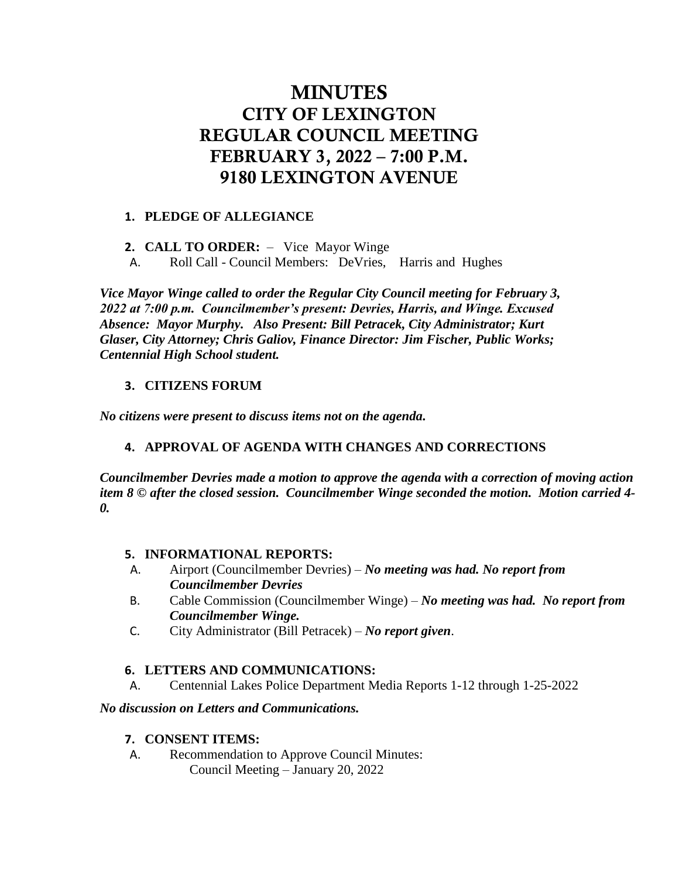# MINUTES
# CITY OF LEXINGTON
# REGULAR COUNCIL MEETING
# FEBRUARY 3, 2022 – 7:00 P.M.
# 9180 LEXINGTON AVENUE

1. **PLEDGE OF ALLEGIANCE**

2. **CALL TO ORDER:** – Vice Mayor Winge
   A. Roll Call - Council Members: DeVries, Harris and Hughes

***Vice Mayor Winge called to order the Regular City Council meeting for February 3, 2022 at 7:00 p.m. Councilmember's present: Devries, Harris, and Winge. Excused Absence: Mayor Murphy. Also Present: Bill Petracek, City Administrator; Kurt Glaser, City Attorney; Chris Galiov, Finance Director: Jim Fischer, Public Works; Centennial High School student.***

3. **CITIZENS FORUM**

***No citizens were present to discuss items not on the agenda.***

4. **APPROVAL OF AGENDA WITH CHANGES AND CORRECTIONS**

***Councilmember Devries made a motion to approve the agenda with a correction of moving action item 8 © after the closed session. Councilmember Winge seconded the motion. Motion carried 4-0.***

5. **INFORMATIONAL REPORTS:**
   A. Airport (Councilmember Devries) – ***No meeting was had. No report from Councilmember Devries***
   B. Cable Commission (Councilmember Winge) – ***No meeting was had. No report from Councilmember Winge.***
   C. City Administrator (Bill Petracek) – ***No report given***.

6. **LETTERS AND COMMUNICATIONS:**
   A. Centennial Lakes Police Department Media Reports 1-12 through 1-25-2022

***No discussion on Letters and Communications.***

7. **CONSENT ITEMS:**
   A. Recommendation to Approve Council Minutes:
      Council Meeting – January 20, 2022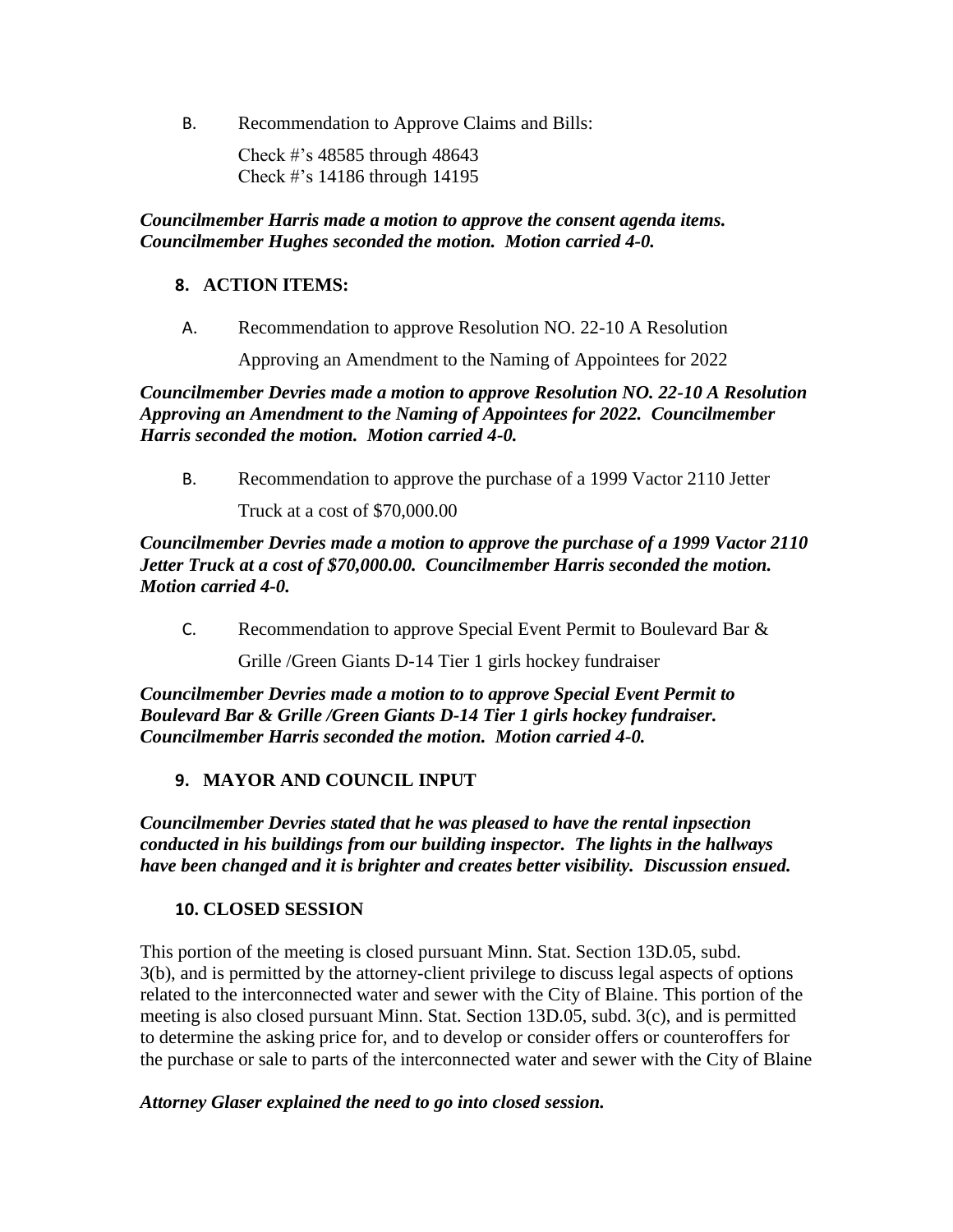B. Recommendation to Approve Claims and Bills:

Check #'s 48585 through 48643
Check #'s 14186 through 14195

***Councilmember Harris made a motion to approve the consent agenda items. Councilmember Hughes seconded the motion. Motion carried 4-0.***

## 8. ACTION ITEMS:

A. Recommendation to approve Resolution NO. 22-10 A Resolution Approving an Amendment to the Naming of Appointees for 2022

***Councilmember Devries made a motion to approve Resolution NO. 22-10 A Resolution Approving an Amendment to the Naming of Appointees for 2022. Councilmember Harris seconded the motion. Motion carried 4-0.***

B. Recommendation to approve the purchase of a 1999 Vactor 2110 Jetter Truck at a cost of $70,000.00

***Councilmember Devries made a motion to approve the purchase of a 1999 Vactor 2110 Jetter Truck at a cost of $70,000.00. Councilmember Harris seconded the motion. Motion carried 4-0.***

C. Recommendation to approve Special Event Permit to Boulevard Bar & Grille /Green Giants D-14 Tier 1 girls hockey fundraiser

***Councilmember Devries made a motion to to approve Special Event Permit to Boulevard Bar & Grille /Green Giants D-14 Tier 1 girls hockey fundraiser. Councilmember Harris seconded the motion. Motion carried 4-0.***

## 9. MAYOR AND COUNCIL INPUT

***Councilmember Devries stated that he was pleased to have the rental inpsection conducted in his buildings from our building inspector. The lights in the hallways have been changed and it is brighter and creates better visibility. Discussion ensued.***

## 10. CLOSED SESSION

This portion of the meeting is closed pursuant Minn. Stat. Section 13D.05, subd. 3(b), and is permitted by the attorney-client privilege to discuss legal aspects of options related to the interconnected water and sewer with the City of Blaine. This portion of the meeting is also closed pursuant Minn. Stat. Section 13D.05, subd. 3(c), and is permitted to determine the asking price for, and to develop or consider offers or counteroffers for the purchase or sale to parts of the interconnected water and sewer with the City of Blaine

***Attorney Glaser explained the need to go into closed session.***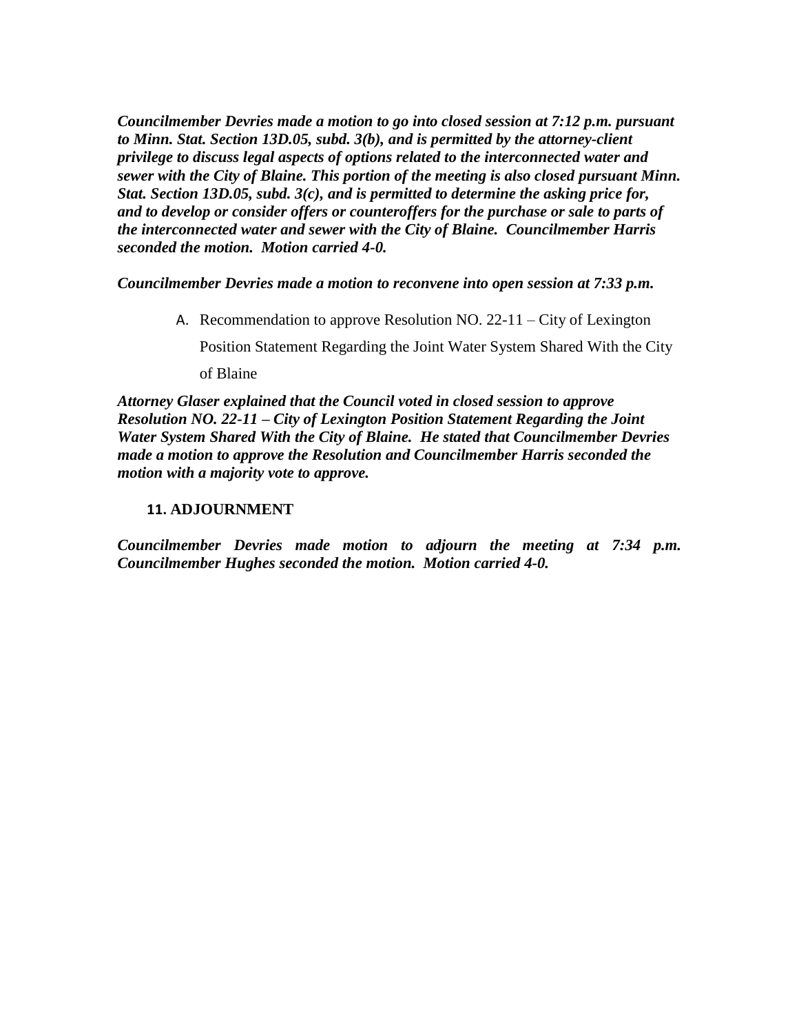***Councilmember Devries made a motion to go into closed session at 7:12 p.m. pursuant to Minn. Stat. Section 13D.05, subd. 3(b), and is permitted by the attorney-client privilege to discuss legal aspects of options related to the interconnected water and sewer with the City of Blaine. This portion of the meeting is also closed pursuant Minn. Stat. Section 13D.05, subd. 3(c), and is permitted to determine the asking price for, and to develop or consider offers or counteroffers for the purchase or sale to parts of the interconnected water and sewer with the City of Blaine. Councilmember Harris seconded the motion. Motion carried 4-0.***

***Councilmember Devries made a motion to reconvene into open session at 7:33 p.m.***

A. Recommendation to approve Resolution NO. 22-11 – City of Lexington Position Statement Regarding the Joint Water System Shared With the City of Blaine

***Attorney Glaser explained that the Council voted in closed session to approve Resolution NO. 22-11 – City of Lexington Position Statement Regarding the Joint Water System Shared With the City of Blaine. He stated that Councilmember Devries made a motion to approve the Resolution and Councilmember Harris seconded the motion with a majority vote to approve.***

## 11. ADJOURNMENT

***Councilmember Devries made motion to adjourn the meeting at 7:34 p.m. Councilmember Hughes seconded the motion. Motion carried 4-0.***